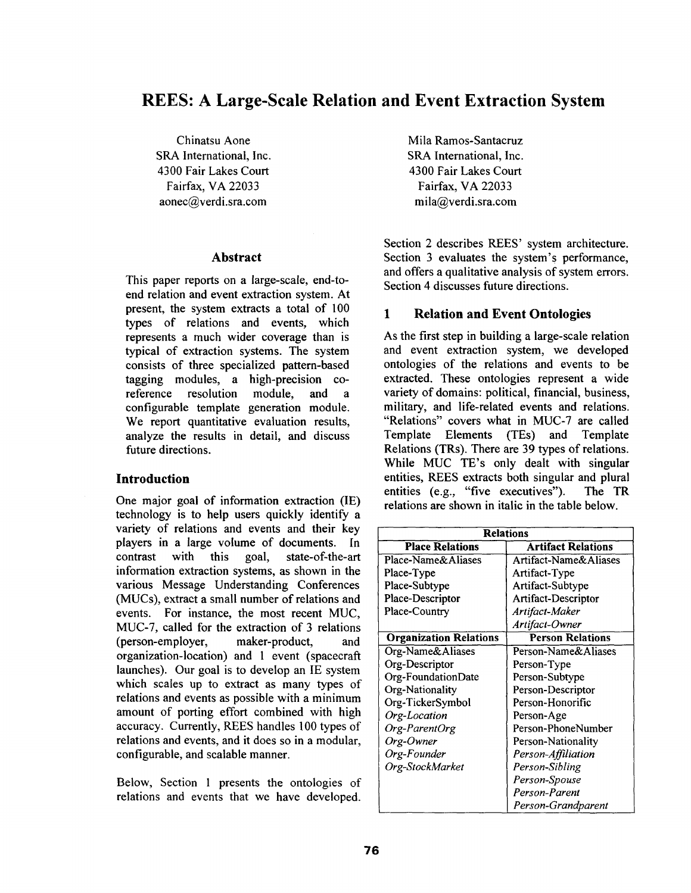# REES: A Large-Scale Relation and Event Extraction System

Chinatsu Aone
SRA International, Inc.
4300 Fair Lakes Court
Fairfax, VA 22033
aonec@verdi.sra.com

Mila Ramos-Santacruz
SRA International, Inc.
4300 Fair Lakes Court
Fairfax, VA 22033
mila@verdi.sra.com

## Abstract

This paper reports on a large-scale, end-to-end relation and event extraction system. At present, the system extracts a total of 100 types of relations and events, which represents a much wider coverage than is typical of extraction systems. The system consists of three specialized pattern-based tagging modules, a high-precision co-reference resolution module, and a configurable template generation module. We report quantitative evaluation results, analyze the results in detail, and discuss future directions.

## Introduction

One major goal of information extraction (IE) technology is to help users quickly identify a variety of relations and events and their key players in a large volume of documents. In contrast with this goal, state-of-the-art information extraction systems, as shown in the various Message Understanding Conferences (MUCs), extract a small number of relations and events. For instance, the most recent MUC, MUC-7, called for the extraction of 3 relations (person-employer, maker-product, and organization-location) and 1 event (spacecraft launches). Our goal is to develop an IE system which scales up to extract as many types of relations and events as possible with a minimum amount of porting effort combined with high accuracy. Currently, REES handles 100 types of relations and events, and it does so in a modular, configurable, and scalable manner.

Below, Section 1 presents the ontologies of relations and events that we have developed. Section 2 describes REES' system architecture. Section 3 evaluates the system's performance, and offers a qualitative analysis of system errors. Section 4 discusses future directions.

## 1 Relation and Event Ontologies

As the first step in building a large-scale relation and event extraction system, we developed ontologies of the relations and events to be extracted. These ontologies represent a wide variety of domains: political, financial, business, military, and life-related events and relations. "Relations" covers what in MUC-7 are called Template Elements (TEs) and Template Relations (TRs). There are 39 types of relations. While MUC TE's only dealt with singular entities, REES extracts both singular and plural entities (e.g., "five executives"). The TR relations are shown in italic in the table below.

| Relations | |
|---|---|
| **Place Relations** | **Artifact Relations** |
| Place-Name&Aliases | Artifact-Name&Aliases |
| Place-Type | Artifact-Type |
| Place-Subtype | Artifact-Subtype |
| Place-Descriptor | Artifact-Descriptor |
| Place-Country | *Artifact-Maker* |
| | *Artifact-Owner* |
| **Organization Relations** | **Person Relations** |
| Org-Name&Aliases | Person-Name&Aliases |
| Org-Descriptor | Person-Type |
| Org-FoundationDate | Person-Subtype |
| Org-Nationality | Person-Descriptor |
| Org-TickerSymbol | Person-Honorific |
| *Org-Location* | Person-Age |
| *Org-ParentOrg* | Person-PhoneNumber |
| *Org-Owner* | Person-Nationality |
| *Org-Founder* | *Person-Affiliation* |
| *Org-StockMarket* | *Person-Sibling* |
| | *Person-Spouse* |
| | *Person-Parent* |
| | *Person-Grandparent* |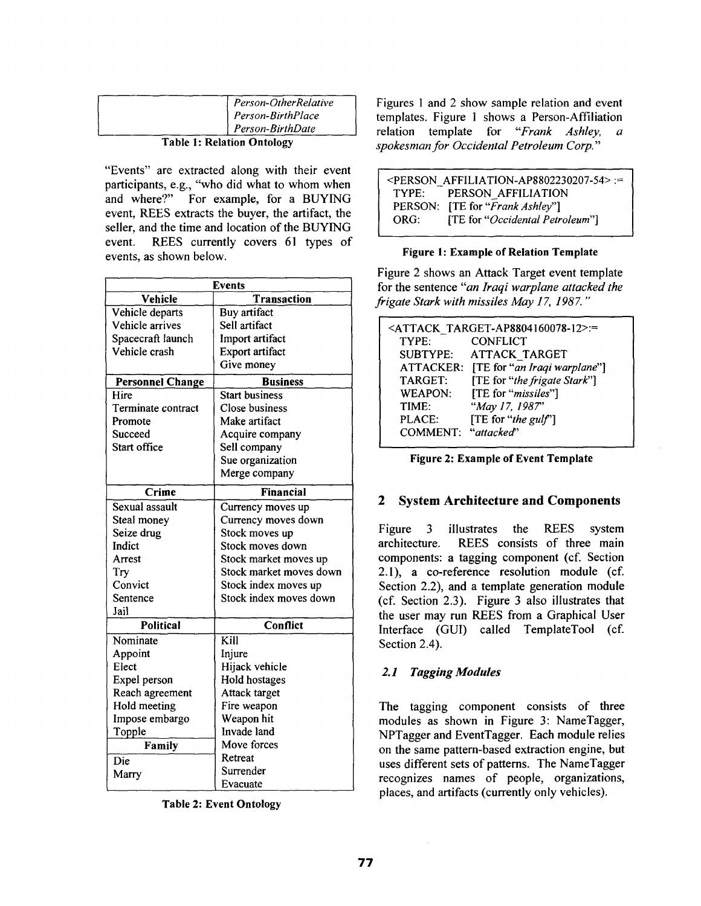| | |
|---|---|
| | *Person-OtherRelative* |
| | *Person-BirthPlace* |
| | *Person-BirthDate* |

**Table 1: Relation Ontology**

"Events" are extracted along with their event participants, e.g., "who did what to whom when and where?" For example, for a BUYING event, REES extracts the buyer, the artifact, the seller, and the time and location of the BUYING event. REES currently covers 61 types of events, as shown below.

| Events | |
|---|---|
| **Vehicle** | **Transaction** |
| Vehicle departs | Buy artifact |
| Vehicle arrives | Sell artifact |
| Spacecraft launch | Import artifact |
| Vehicle crash | Export artifact |
| | Give money |
| **Personnel Change** | **Business** |
| Hire | Start business |
| Terminate contract | Close business |
| Promote | Make artifact |
| Succeed | Acquire company |
| Start office | Sell company |
| | Sue organization |
| | Merge company |
| **Crime** | **Financial** |
| Sexual assault | Currency moves up |
| Steal money | Currency moves down |
| Seize drug | Stock moves up |
| Indict | Stock moves down |
| Arrest | Stock market moves up |
| Try | Stock market moves down |
| Convict | Stock index moves up |
| Sentence | Stock index moves down |
| Jail | |
| **Political** | **Conflict** |
| Nominate | Kill |
| Appoint | Injure |
| Elect | Hijack vehicle |
| Expel person | Hold hostages |
| Reach agreement | Attack target |
| Hold meeting | Fire weapon |
| Impose embargo | Weapon hit |
| Topple | Invade land |
| **Family** | Move forces |
| Die | Retreat |
| Marry | Surrender |
| | Evacuate |

**Table 2: Event Ontology**

Figures 1 and 2 show sample relation and event templates. Figure 1 shows a Person-Affiliation relation template for *"Frank Ashley, a spokesman for Occidental Petroleum Corp."*

```
<PERSON_AFFILIATION-AP8802230207-54> :=
 TYPE:     PERSON_AFFILIATION
 PERSON:   [TE for "Frank Ashley"]
 ORG:      [TE for "Occidental Petroleum"]
```

**Figure 1: Example of Relation Template**

Figure 2 shows an Attack Target event template for the sentence *"an Iraqi warplane attacked the frigate Stark with missiles May 17, 1987."*

```
<ATTACK_TARGET-AP8804160078-12>:=
 TYPE:       CONFLICT
 SUBTYPE:    ATTACK_TARGET
 ATTACKER:   [TE for "an Iraqi warplane"]
 TARGET:     [TE for "the frigate Stark"]
 WEAPON:     [TE for "missiles"]
 TIME:       "May 17, 1987"
 PLACE:      [TE for "the gulf"]
 COMMENT:    "attacked"
```

**Figure 2: Example of Event Template**

## 2 System Architecture and Components

Figure 3 illustrates the REES system architecture. REES consists of three main components: a tagging component (cf. Section 2.1), a co-reference resolution module (cf. Section 2.2), and a template generation module (cf. Section 2.3). Figure 3 also illustrates that the user may run REES from a Graphical User Interface (GUI) called TemplateTool (cf. Section 2.4).

### *2.1 Tagging Modules*

The tagging component consists of three modules as shown in Figure 3: NameTagger, NPTagger and EventTagger. Each module relies on the same pattern-based extraction engine, but uses different sets of patterns. The NameTagger recognizes names of people, organizations, places, and artifacts (currently only vehicles).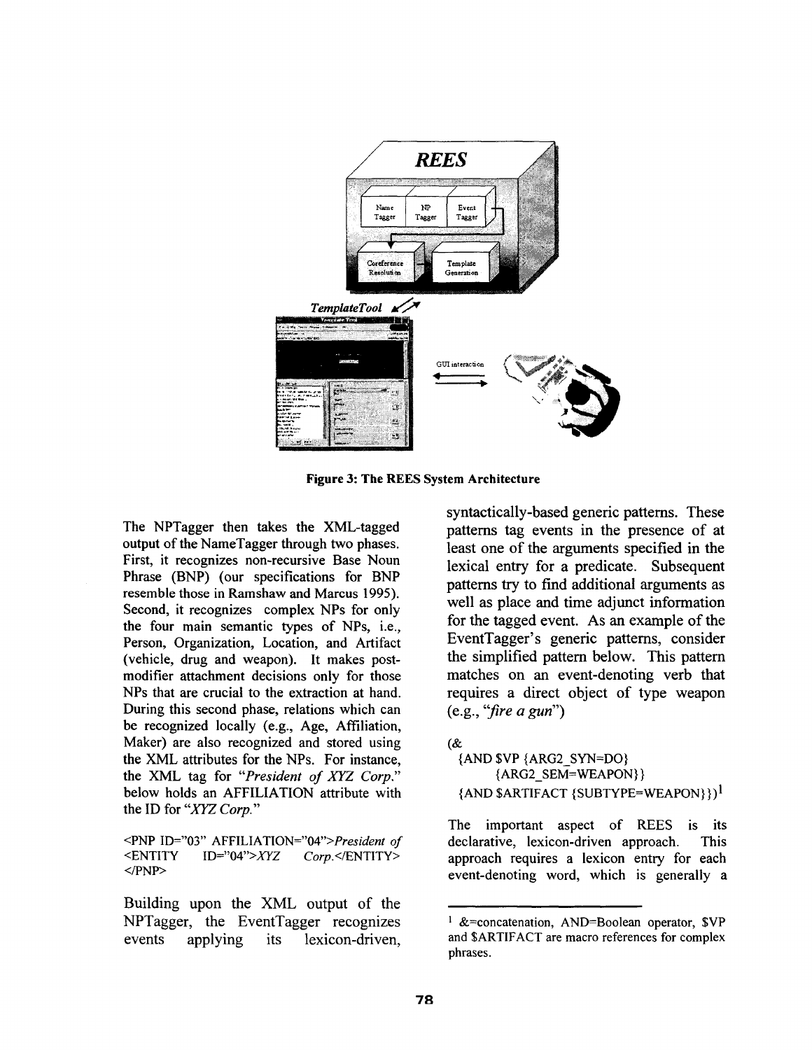Figure 3: The REES System Architecture

The NPTagger then takes the XML-tagged output of the NameTagger through two phases. First, it recognizes non-recursive Base Noun Phrase (BNP) (our specifications for BNP resemble those in Ramshaw and Marcus 1995). Second, it recognizes complex NPs for only the four main semantic types of NPs, i.e., Person, Organization, Location, and Artifact (vehicle, drug and weapon). It makes post-modifier attachment decisions only for those NPs that are crucial to the extraction at hand. During this second phase, relations which can be recognized locally (e.g., Age, Affiliation, Maker) are also recognized and stored using the XML attributes for the NPs. For instance, the XML tag for *"President of XYZ Corp."* below holds an AFFILIATION attribute with the ID for *"XYZ Corp."*

```
<PNP ID="03" AFFILIATION="04">President of
<ENTITY ID="04">XYZ Corp.</ENTITY>
</PNP>
```

Building upon the XML output of the NPTagger, the EventTagger recognizes events applying its lexicon-driven, syntactically-based generic patterns. These patterns tag events in the presence of at least one of the arguments specified in the lexical entry for a predicate. Subsequent patterns try to find additional arguments as well as place and time adjunct information for the tagged event. As an example of the EventTagger's generic patterns, consider the simplified pattern below. This pattern matches on an event-denoting verb that requires a direct object of type weapon (e.g., *"fire a gun"*)

```
(&
  {AND $VP {ARG2_SYN=DO}
       {ARG2_SEM=WEAPON}}
  {AND $ARTIFACT {SUBTYPE=WEAPON}})1
```

The important aspect of REES is its declarative, lexicon-driven approach. This approach requires a lexicon entry for each event-denoting word, which is generally a

[1] &=concatenation, AND=Boolean operator, $VP and $ARTIFACT are macro references for complex phrases.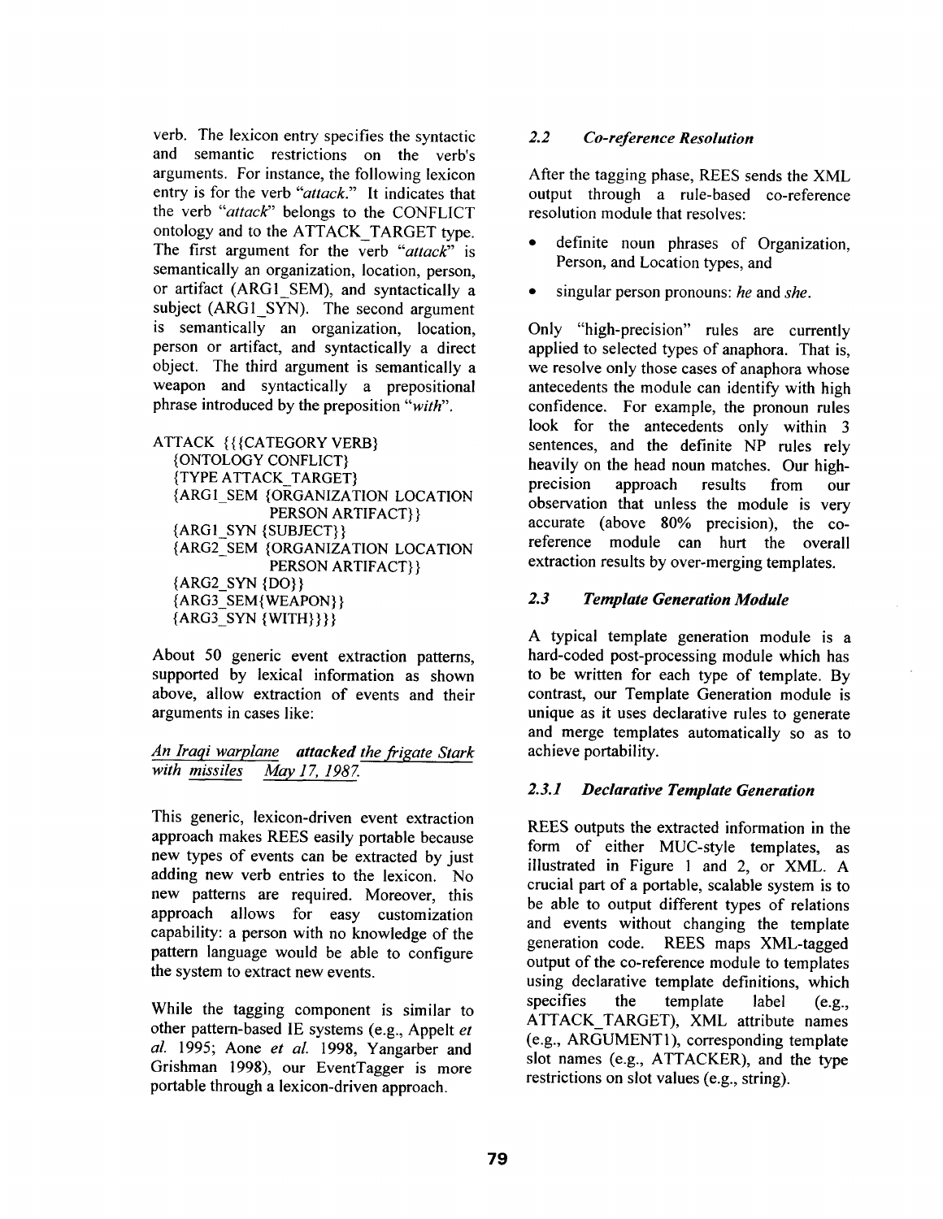verb. The lexicon entry specifies the syntactic and semantic restrictions on the verb's arguments. For instance, the following lexicon entry is for the verb *"attack."* It indicates that the verb *"attack"* belongs to the CONFLICT ontology and to the ATTACK_TARGET type. The first argument for the verb *"attack"* is semantically an organization, location, person, or artifact (ARG1_SEM), and syntactically a subject (ARG1_SYN). The second argument is semantically an organization, location, person or artifact, and syntactically a direct object. The third argument is semantically a weapon and syntactically a prepositional phrase introduced by the preposition *"with"*.

```
ATTACK {{{CATEGORY VERB}
   {ONTOLOGY CONFLICT}
   {TYPE ATTACK_TARGET}
   {ARG1_SEM {ORGANIZATION LOCATION
              PERSON ARTIFACT}}
   {ARG1_SYN {SUBJECT}}
   {ARG2_SEM {ORGANIZATION LOCATION
              PERSON ARTIFACT}}
   {ARG2_SYN {DO}}
   {ARG3_SEM{WEAPON}}
   {ARG3_SYN {WITH}}}}
```

About 50 generic event extraction patterns, supported by lexical information as shown above, allow extraction of events and their arguments in cases like:

*An Iraqi warplane* ***attacked*** *the frigate Stark with missiles May 17, 1987.*

This generic, lexicon-driven event extraction approach makes REES easily portable because new types of events can be extracted by just adding new verb entries to the lexicon. No new patterns are required. Moreover, this approach allows for easy customization capability: a person with no knowledge of the pattern language would be able to configure the system to extract new events.

While the tagging component is similar to other pattern-based IE systems (e.g., Appelt *et al.* 1995; Aone *et al.* 1998, Yangarber and Grishman 1998), our EventTagger is more portable through a lexicon-driven approach.

### *2.2 Co-reference Resolution*

After the tagging phase, REES sends the XML output through a rule-based co-reference resolution module that resolves:

- definite noun phrases of Organization, Person, and Location types, and
- singular person pronouns: *he* and *she*.

Only "high-precision" rules are currently applied to selected types of anaphora. That is, we resolve only those cases of anaphora whose antecedents the module can identify with high confidence. For example, the pronoun rules look for the antecedents only within 3 sentences, and the definite NP rules rely heavily on the head noun matches. Our high-precision approach results from our observation that unless the module is very accurate (above 80% precision), the co-reference module can hurt the overall extraction results by over-merging templates.

### *2.3 Template Generation Module*

A typical template generation module is a hard-coded post-processing module which has to be written for each type of template. By contrast, our Template Generation module is unique as it uses declarative rules to generate and merge templates automatically so as to achieve portability.

#### *2.3.1 Declarative Template Generation*

REES outputs the extracted information in the form of either MUC-style templates, as illustrated in Figure 1 and 2, or XML. A crucial part of a portable, scalable system is to be able to output different types of relations and events without changing the template generation code. REES maps XML-tagged output of the co-reference module to templates using declarative template definitions, which specifies the template label (e.g., ATTACK_TARGET), XML attribute names (e.g., ARGUMENT1), corresponding template slot names (e.g., ATTACKER), and the type restrictions on slot values (e.g., string).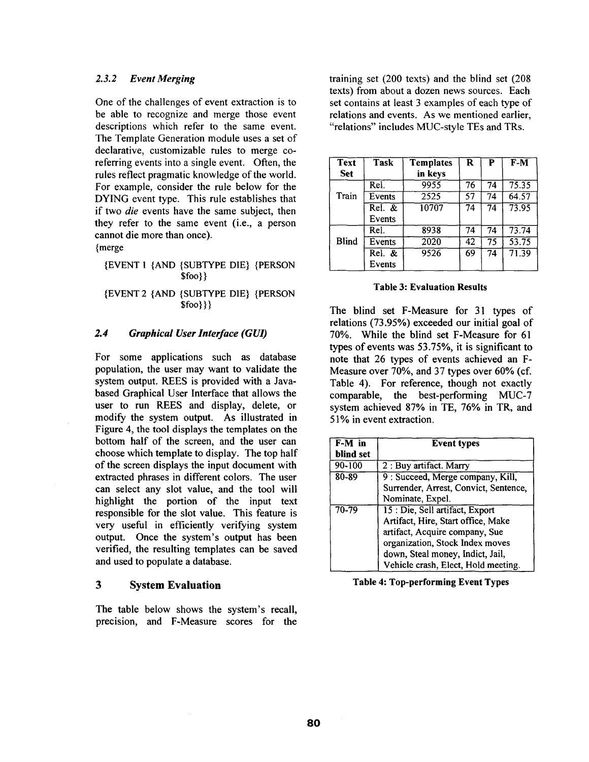### 2.3.2 *Event Merging*

One of the challenges of event extraction is to be able to recognize and merge those event descriptions which refer to the same event. The Template Generation module uses a set of declarative, customizable rules to merge co-referring events into a single event. Often, the rules reflect pragmatic knowledge of the world. For example, consider the rule below for the DYING event type. This rule establishes that if two *die* events have the same subject, then they refer to the same event (i.e., a person cannot die more than once).

```
{merge
  {EVENT 1 {AND {SUBTYPE DIE} {PERSON
                $foo}}
  {EVENT 2 {AND {SUBTYPE DIE} {PERSON
                $foo}}}
```

## 2.4 *Graphical User Interface (GUI)*

For some applications such as database population, the user may want to validate the system output. REES is provided with a Java-based Graphical User Interface that allows the user to run REES and display, delete, or modify the system output. As illustrated in Figure 4, the tool displays the templates on the bottom half of the screen, and the user can choose which template to display. The top half of the screen displays the input document with extracted phrases in different colors. The user can select any slot value, and the tool will highlight the portion of the input text responsible for the slot value. This feature is very useful in efficiently verifying system output. Once the system's output has been verified, the resulting templates can be saved and used to populate a database.

# 3 System Evaluation

The table below shows the system's recall, precision, and F-Measure scores for the training set (200 texts) and the blind set (208 texts) from about a dozen news sources. Each set contains at least 3 examples of each type of relations and events. As we mentioned earlier, "relations" includes MUC-style TEs and TRs.

| Text Set | Task | Templates in keys | R | P | F-M |
|---|---|---|---|---|---|
| Train | Rel. | 9955 | 76 | 74 | 75.35 |
| | Events | 2525 | 57 | 74 | 64.57 |
| | Rel. & Events | 10707 | 74 | 74 | 73.95 |
| Blind | Rel. | 8938 | 74 | 74 | 73.74 |
| | Events | 2020 | 42 | 75 | 53.75 |
| | Rel. & Events | 9526 | 69 | 74 | 71.39 |

**Table 3: Evaluation Results**

The blind set F-Measure for 31 types of relations (73.95%) exceeded our initial goal of 70%. While the blind set F-Measure for 61 types of events was 53.75%, it is significant to note that 26 types of events achieved an F-Measure over 70%, and 37 types over 60% (cf. Table 4). For reference, though not exactly comparable, the best-performing MUC-7 system achieved 87% in TE, 76% in TR, and 51% in event extraction.

| F-M in blind set | Event types |
|---|---|
| 90-100 | 2 : Buy artifact. Marry |
| 80-89 | 9 : Succeed, Merge company, Kill, Surrender, Arrest, Convict, Sentence, Nominate, Expel. |
| 70-79 | 15 : Die, Sell artifact, Export Artifact, Hire, Start office, Make artifact, Acquire company, Sue organization, Stock Index moves down, Steal money, Indict, Jail, Vehicle crash, Elect, Hold meeting. |

**Table 4: Top-performing Event Types**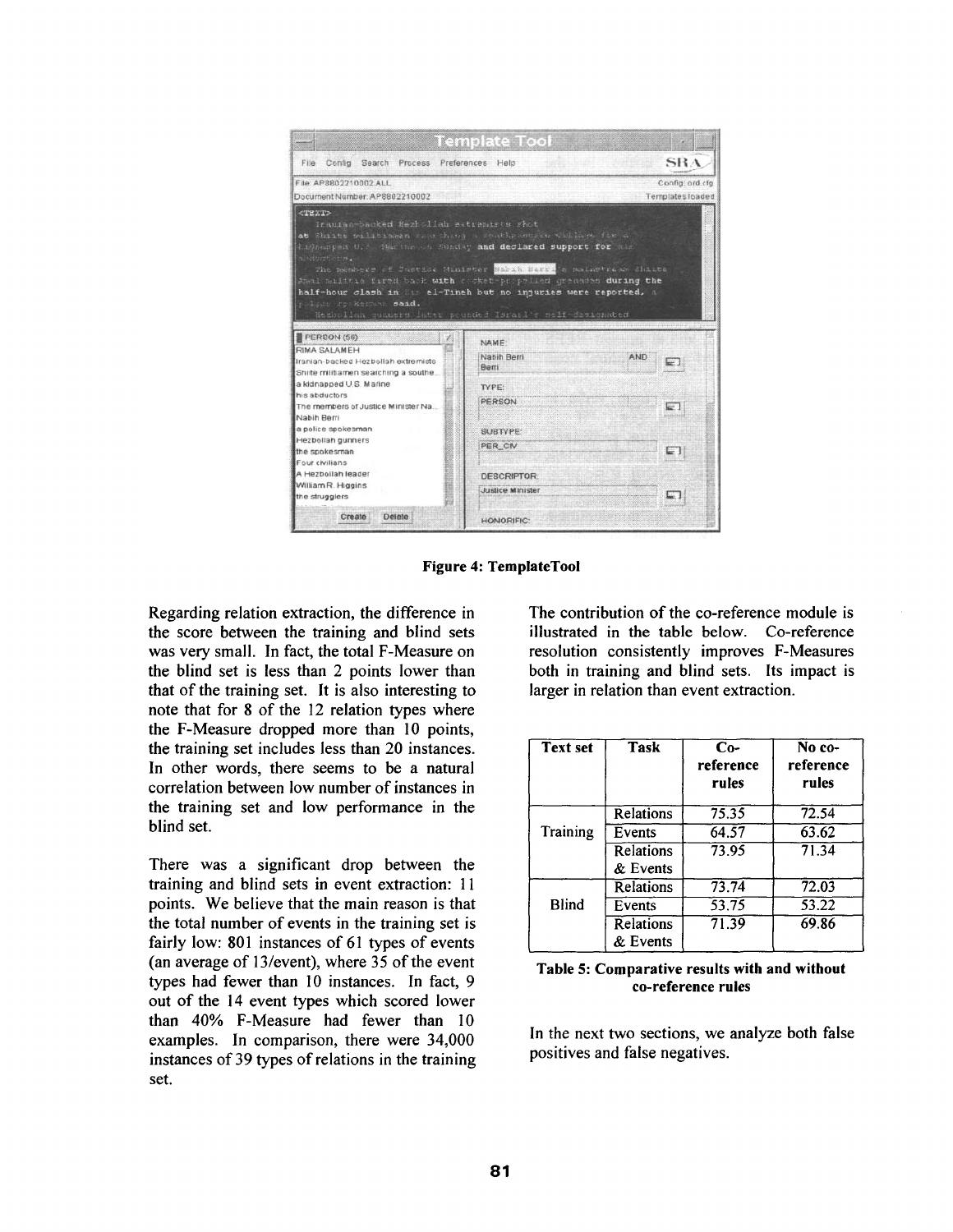Figure 4: TemplateTool

Regarding relation extraction, the difference in the score between the training and blind sets was very small. In fact, the total F-Measure on the blind set is less than 2 points lower than that of the training set. It is also interesting to note that for 8 of the 12 relation types where the F-Measure dropped more than 10 points, the training set includes less than 20 instances. In other words, there seems to be a natural correlation between low number of instances in the training set and low performance in the blind set.

There was a significant drop between the training and blind sets in event extraction: 11 points. We believe that the main reason is that the total number of events in the training set is fairly low: 801 instances of 61 types of events (an average of 13/event), where 35 of the event types had fewer than 10 instances. In fact, 9 out of the 14 event types which scored lower than 40% F-Measure had fewer than 10 examples. In comparison, there were 34,000 instances of 39 types of relations in the training set.

The contribution of the co-reference module is illustrated in the table below. Co-reference resolution consistently improves F-Measures both in training and blind sets. Its impact is larger in relation than event extraction.

| Text set | Task | Co-reference rules | No co-reference rules |
|---|---|---|---|
| Training | Relations | 75.35 | 72.54 |
| | Events | 64.57 | 63.62 |
| | Relations & Events | 73.95 | 71.34 |
| Blind | Relations | 73.74 | 72.03 |
| | Events | 53.75 | 53.22 |
| | Relations & Events | 71.39 | 69.86 |

**Table 5: Comparative results with and without co-reference rules**

In the next two sections, we analyze both false positives and false negatives.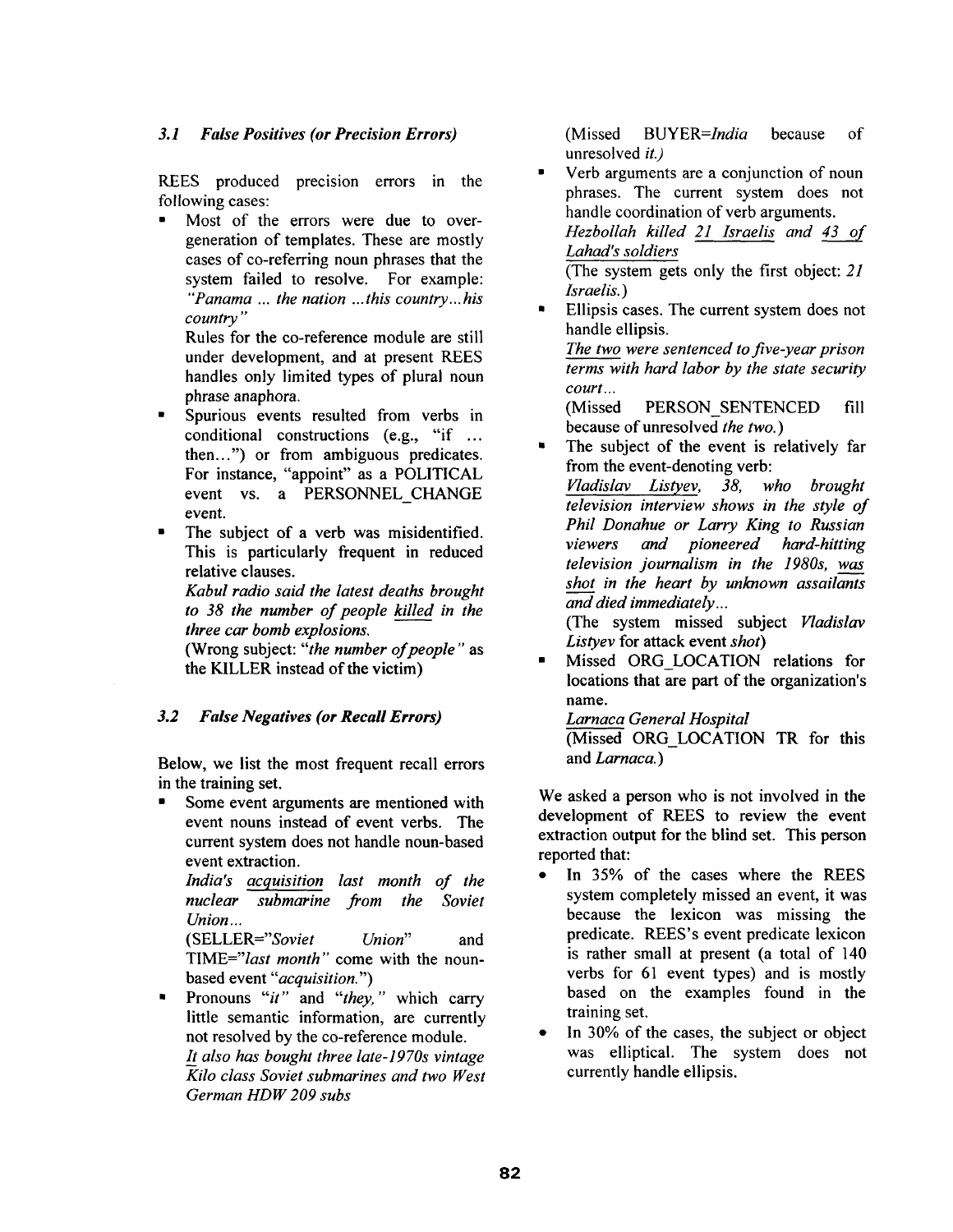### 3.1 False Positives (or Precision Errors)

REES produced precision errors in the following cases:

- Most of the errors were due to over-generation of templates. These are mostly cases of co-referring noun phrases that the system failed to resolve. For example: *"Panama ... the nation ...this country...his country"*
  Rules for the co-reference module are still under development, and at present REES handles only limited types of plural noun phrase anaphora.
- Spurious events resulted from verbs in conditional constructions (e.g., "if ... then...") or from ambiguous predicates. For instance, "appoint" as a POLITICAL event vs. a PERSONNEL_CHANGE event.
- The subject of a verb was misidentified. This is particularly frequent in reduced relative clauses.
  *Kabul radio said the latest deaths brought to 38 the number of people killed in the three car bomb explosions.*
  (Wrong subject: *"the number of people"* as the KILLER instead of the victim)

### 3.2 False Negatives (or Recall Errors)

Below, we list the most frequent recall errors in the training set.

- Some event arguments are mentioned with event nouns instead of event verbs. The current system does not handle noun-based event extraction.
  *India's acquisition last month of the nuclear submarine from the Soviet Union...*
  (SELLER=*"Soviet Union"* and TIME=*"last month"* come with the noun-based event *"acquisition."*)
- Pronouns *"it"* and *"they,"* which carry little semantic information, are currently not resolved by the co-reference module.
  *It also has bought three late-1970s vintage Kilo class Soviet submarines and two West German HDW 209 subs*
  (Missed BUYER=*India* because of unresolved *it.*)
- Verb arguments are a conjunction of noun phrases. The current system does not handle coordination of verb arguments.
  *Hezbollah killed 21 Israelis and 43 of Lahad's soldiers*
  (The system gets only the first object: *21 Israelis.*)
- Ellipsis cases. The current system does not handle ellipsis.
  *The two were sentenced to five-year prison terms with hard labor by the state security court...*
  (Missed PERSON_SENTENCED fill because of unresolved *the two.*)
- The subject of the event is relatively far from the event-denoting verb:
  *Vladislav Listyev, 38, who brought television interview shows in the style of Phil Donahue or Larry King to Russian viewers and pioneered hard-hitting television journalism in the 1980s, was shot in the heart by unknown assailants and died immediately...*
  (The system missed subject *Vladislav Listyev* for attack event *shot*)
- Missed ORG_LOCATION relations for locations that are part of the organization's name.
  *Larnaca General Hospital*
  (Missed ORG_LOCATION TR for this and *Larnaca.*)

We asked a person who is not involved in the development of REES to review the event extraction output for the blind set. This person reported that:

- In 35% of the cases where the REES system completely missed an event, it was because the lexicon was missing the predicate. REES's event predicate lexicon is rather small at present (a total of 140 verbs for 61 event types) and is mostly based on the examples found in the training set.
- In 30% of the cases, the subject or object was elliptical. The system does not currently handle ellipsis.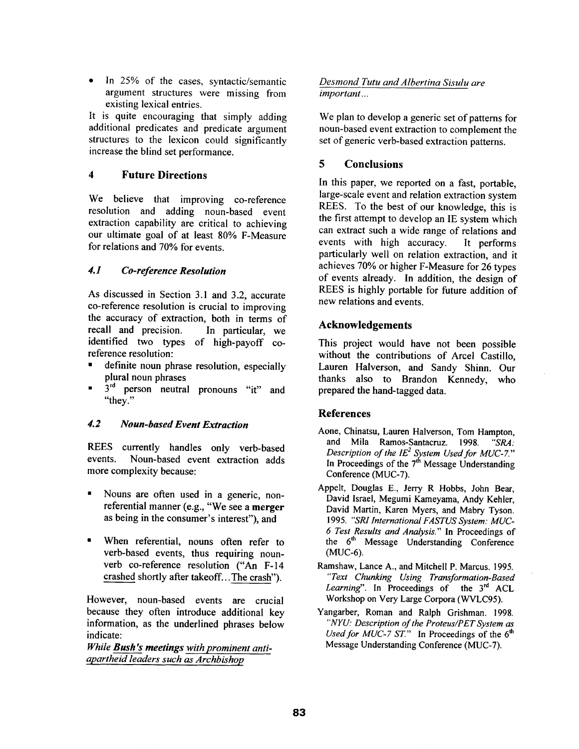- In 25% of the cases, syntactic/semantic argument structures were missing from existing lexical entries.

It is quite encouraging that simply adding additional predicates and predicate argument structures to the lexicon could significantly increase the blind set performance.

## 4 Future Directions

We believe that improving co-reference resolution and adding noun-based event extraction capability are critical to achieving our ultimate goal of at least 80% F-Measure for relations and 70% for events.

### *4.1 Co-reference Resolution*

As discussed in Section 3.1 and 3.2, accurate co-reference resolution is crucial to improving the accuracy of extraction, both in terms of recall and precision. In particular, we identified two types of high-payoff co-reference resolution:

- definite noun phrase resolution, especially plural noun phrases
- 3rd person neutral pronouns "it" and "they."

### *4.2 Noun-based Event Extraction*

REES currently handles only verb-based events. Noun-based event extraction adds more complexity because:

- Nouns are often used in a generic, non-referential manner (e.g., "We see a **merger** as being in the consumer's interest"), and
- When referential, nouns often refer to verb-based events, thus requiring noun-verb co-reference resolution ("An F-14 crashed shortly after takeoff...The crash").

However, noun-based events are crucial because they often introduce additional key information, as the underlined phrases below indicate:

*While **Bush's meetings** with prominent anti-apartheid leaders such as Archbishop Desmond Tutu and Albertina Sisulu are important...*

We plan to develop a generic set of patterns for noun-based event extraction to complement the set of generic verb-based extraction patterns.

## 5 Conclusions

In this paper, we reported on a fast, portable, large-scale event and relation extraction system REES. To the best of our knowledge, this is the first attempt to develop an IE system which can extract such a wide range of relations and events with high accuracy. It performs particularly well on relation extraction, and it achieves 70% or higher F-Measure for 26 types of events already. In addition, the design of REES is highly portable for future addition of new relations and events.

## Acknowledgements

This project would have not been possible without the contributions of Arcel Castillo, Lauren Halverson, and Sandy Shinn. Our thanks also to Brandon Kennedy, who prepared the hand-tagged data.

## References

Aone, Chinatsu, Lauren Halverson, Tom Hampton, and Mila Ramos-Santacruz. 1998. *"SRA: Description of the IE$^2$ System Used for MUC-7."* In Proceedings of the 7th Message Understanding Conference (MUC-7).

Appelt, Douglas E., Jerry R Hobbs, John Bear, David Israel, Megumi Kameyama, Andy Kehler, David Martin, Karen Myers, and Mabry Tyson. 1995. *"SRI International FASTUS System: MUC-6 Test Results and Analysis."* In Proceedings of the 6th Message Understanding Conference (MUC-6).

Ramshaw, Lance A., and Mitchell P. Marcus. 1995. *"Text Chunking Using Transformation-Based Learning"*. In Proceedings of the 3rd ACL Workshop on Very Large Corpora (WVLC95).

Yangarber, Roman and Ralph Grishman. 1998. *"NYU: Description of the Proteus/PET System as Used for MUC-7 ST."* In Proceedings of the 6th Message Understanding Conference (MUC-7).